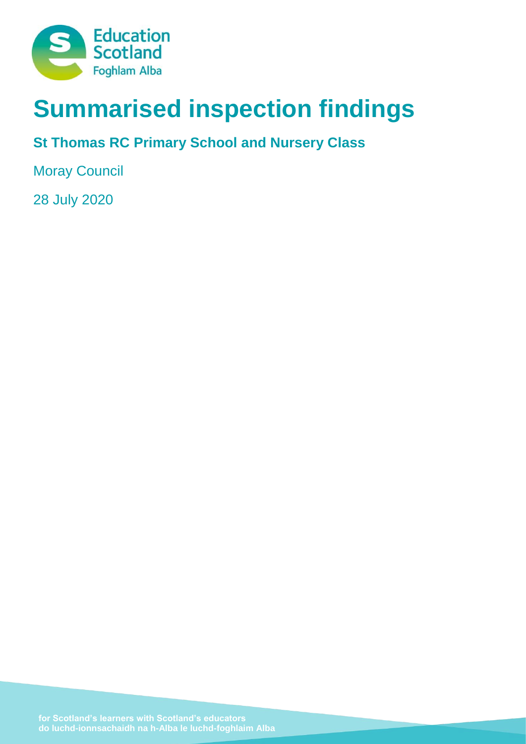Education Scotland
Foghlam Alba

# Summarised inspection findings

## St Thomas RC Primary School and Nursery Class

Moray Council

28 July 2020

for Scotland's learners with Scotland's educators
do luchd-ionnsachaidh na h-Alba le luchd-foghlaim Alba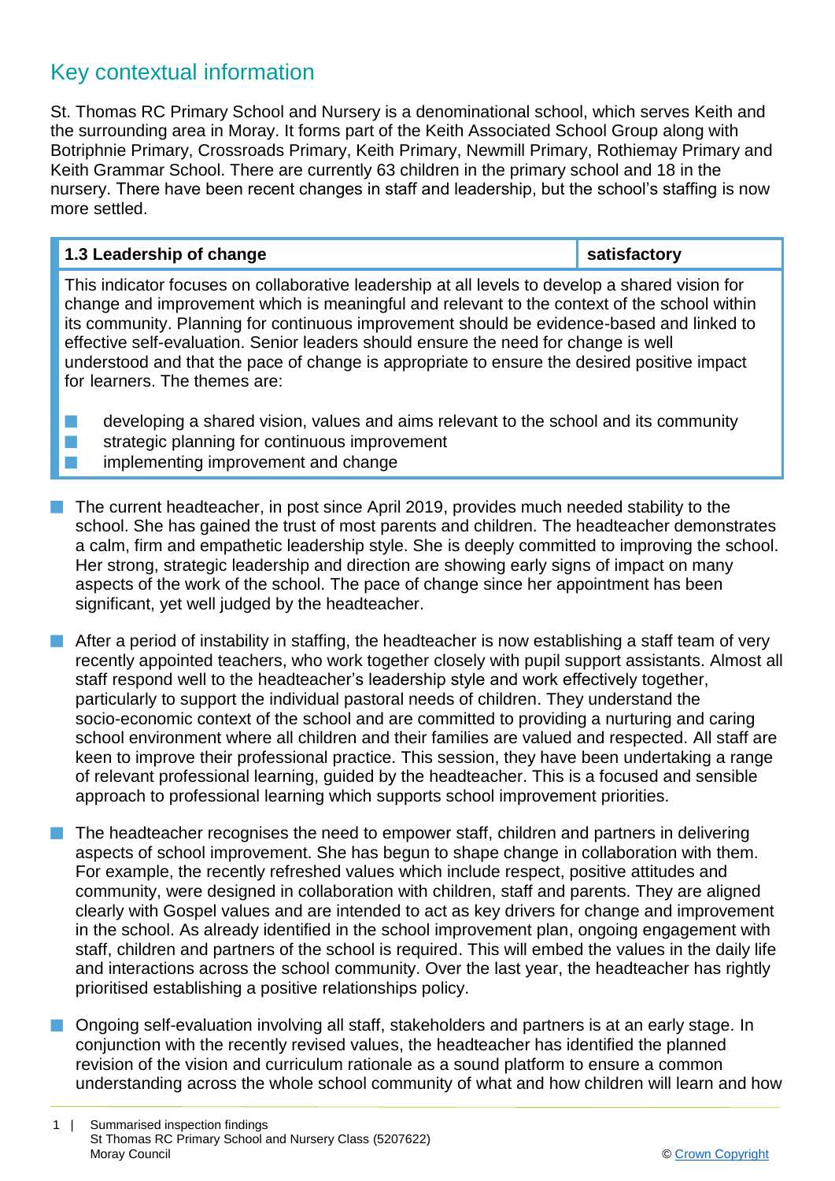## Key contextual information

St. Thomas RC Primary School and Nursery is a denominational school, which serves Keith and the surrounding area in Moray. It forms part of the Keith Associated School Group along with Botriphnie Primary, Crossroads Primary, Keith Primary, Newmill Primary, Rothiemay Primary and Keith Grammar School. There are currently 63 children in the primary school and 18 in the nursery. There have been recent changes in staff and leadership, but the school's staffing is now more settled.

| **1.3 Leadership of change** | **satisfactory** |
|---|---|
| This indicator focuses on collaborative leadership at all levels to develop a shared vision for change and improvement which is meaningful and relevant to the context of the school within its community. Planning for continuous improvement should be evidence-based and linked to effective self-evaluation. Senior leaders should ensure the need for change is well understood and that the pace of change is appropriate to ensure the desired positive impact for learners. The themes are:<br>- developing a shared vision, values and aims relevant to the school and its community<br>- strategic planning for continuous improvement<br>- implementing improvement and change | |

- The current headteacher, in post since April 2019, provides much needed stability to the school. She has gained the trust of most parents and children. The headteacher demonstrates a calm, firm and empathetic leadership style. She is deeply committed to improving the school. Her strong, strategic leadership and direction are showing early signs of impact on many aspects of the work of the school. The pace of change since her appointment has been significant, yet well judged by the headteacher.
- After a period of instability in staffing, the headteacher is now establishing a staff team of very recently appointed teachers, who work together closely with pupil support assistants. Almost all staff respond well to the headteacher's leadership style and work effectively together, particularly to support the individual pastoral needs of children. They understand the socio-economic context of the school and are committed to providing a nurturing and caring school environment where all children and their families are valued and respected. All staff are keen to improve their professional practice. This session, they have been undertaking a range of relevant professional learning, guided by the headteacher. This is a focused and sensible approach to professional learning which supports school improvement priorities.
- The headteacher recognises the need to empower staff, children and partners in delivering aspects of school improvement. She has begun to shape change in collaboration with them. For example, the recently refreshed values which include respect, positive attitudes and community, were designed in collaboration with children, staff and parents. They are aligned clearly with Gospel values and are intended to act as key drivers for change and improvement in the school. As already identified in the school improvement plan, ongoing engagement with staff, children and partners of the school is required. This will embed the values in the daily life and interactions across the school community. Over the last year, the headteacher has rightly prioritised establishing a positive relationships policy.
- Ongoing self-evaluation involving all staff, stakeholders and partners is at an early stage. In conjunction with the recently revised values, the headteacher has identified the planned revision of the vision and curriculum rationale as a sound platform to ensure a common understanding across the whole school community of what and how children will learn and how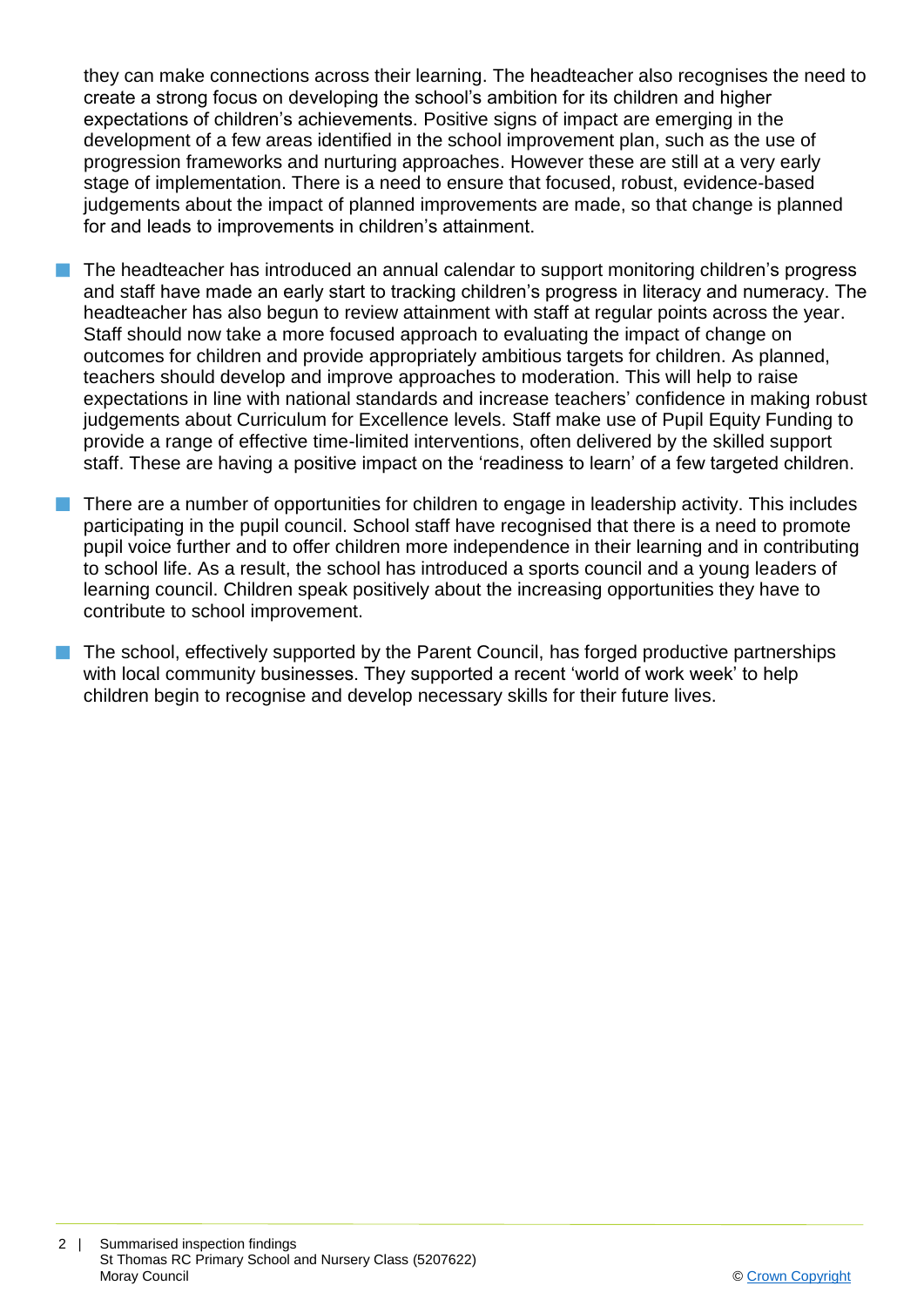they can make connections across their learning. The headteacher also recognises the need to create a strong focus on developing the school's ambition for its children and higher expectations of children's achievements. Positive signs of impact are emerging in the development of a few areas identified in the school improvement plan, such as the use of progression frameworks and nurturing approaches. However these are still at a very early stage of implementation. There is a need to ensure that focused, robust, evidence-based judgements about the impact of planned improvements are made, so that change is planned for and leads to improvements in children's attainment.

- The headteacher has introduced an annual calendar to support monitoring children's progress and staff have made an early start to tracking children's progress in literacy and numeracy. The headteacher has also begun to review attainment with staff at regular points across the year. Staff should now take a more focused approach to evaluating the impact of change on outcomes for children and provide appropriately ambitious targets for children. As planned, teachers should develop and improve approaches to moderation. This will help to raise expectations in line with national standards and increase teachers' confidence in making robust judgements about Curriculum for Excellence levels. Staff make use of Pupil Equity Funding to provide a range of effective time-limited interventions, often delivered by the skilled support staff. These are having a positive impact on the 'readiness to learn' of a few targeted children.
- There are a number of opportunities for children to engage in leadership activity. This includes participating in the pupil council. School staff have recognised that there is a need to promote pupil voice further and to offer children more independence in their learning and in contributing to school life. As a result, the school has introduced a sports council and a young leaders of learning council. Children speak positively about the increasing opportunities they have to contribute to school improvement.
- The school, effectively supported by the Parent Council, has forged productive partnerships with local community businesses. They supported a recent 'world of work week' to help children begin to recognise and develop necessary skills for their future lives.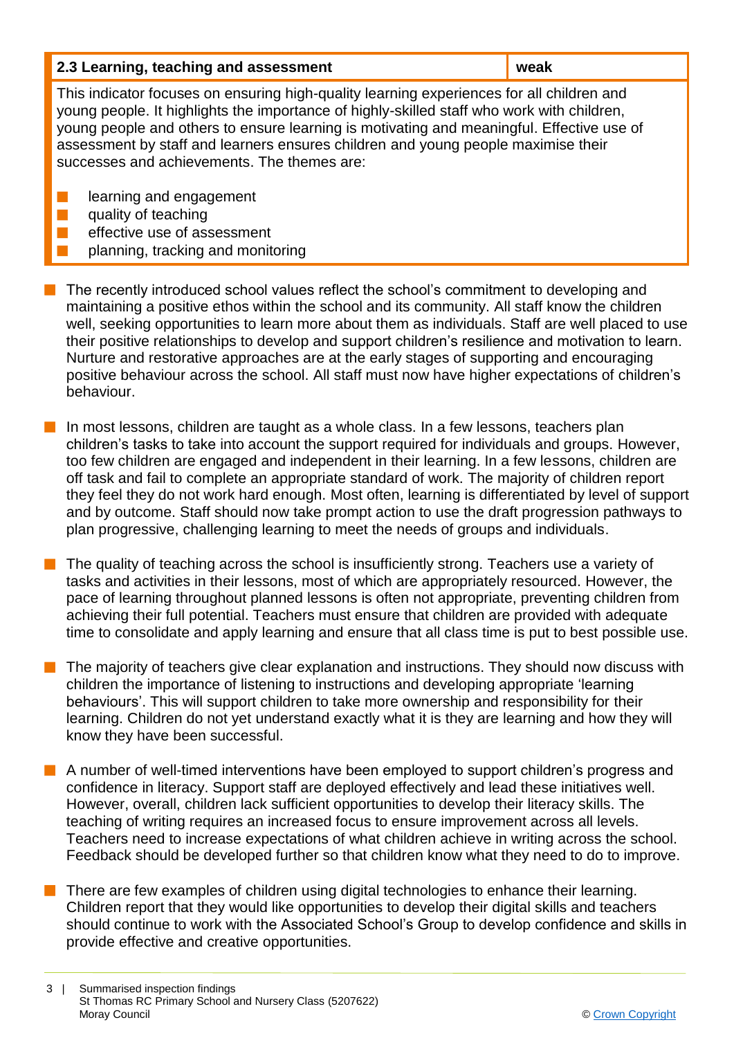| 2.3 Learning, teaching and assessment | weak |
|---|---|

This indicator focuses on ensuring high-quality learning experiences for all children and young people. It highlights the importance of highly-skilled staff who work with children, young people and others to ensure learning is motivating and meaningful. Effective use of assessment by staff and learners ensures children and young people maximise their successes and achievements. The themes are:

- learning and engagement
- quality of teaching
- effective use of assessment
- planning, tracking and monitoring

- The recently introduced school values reflect the school's commitment to developing and maintaining a positive ethos within the school and its community. All staff know the children well, seeking opportunities to learn more about them as individuals. Staff are well placed to use their positive relationships to develop and support children's resilience and motivation to learn. Nurture and restorative approaches are at the early stages of supporting and encouraging positive behaviour across the school. All staff must now have higher expectations of children's behaviour.

- In most lessons, children are taught as a whole class. In a few lessons, teachers plan children's tasks to take into account the support required for individuals and groups. However, too few children are engaged and independent in their learning. In a few lessons, children are off task and fail to complete an appropriate standard of work. The majority of children report they feel they do not work hard enough. Most often, learning is differentiated by level of support and by outcome. Staff should now take prompt action to use the draft progression pathways to plan progressive, challenging learning to meet the needs of groups and individuals.

- The quality of teaching across the school is insufficiently strong. Teachers use a variety of tasks and activities in their lessons, most of which are appropriately resourced. However, the pace of learning throughout planned lessons is often not appropriate, preventing children from achieving their full potential. Teachers must ensure that children are provided with adequate time to consolidate and apply learning and ensure that all class time is put to best possible use.

- The majority of teachers give clear explanation and instructions. They should now discuss with children the importance of listening to instructions and developing appropriate 'learning behaviours'. This will support children to take more ownership and responsibility for their learning. Children do not yet understand exactly what it is they are learning and how they will know they have been successful.

- A number of well-timed interventions have been employed to support children's progress and confidence in literacy. Support staff are deployed effectively and lead these initiatives well. However, overall, children lack sufficient opportunities to develop their literacy skills. The teaching of writing requires an increased focus to ensure improvement across all levels. Teachers need to increase expectations of what children achieve in writing across the school. Feedback should be developed further so that children know what they need to do to improve.

- There are few examples of children using digital technologies to enhance their learning. Children report that they would like opportunities to develop their digital skills and teachers should continue to work with the Associated School's Group to develop confidence and skills in provide effective and creative opportunities.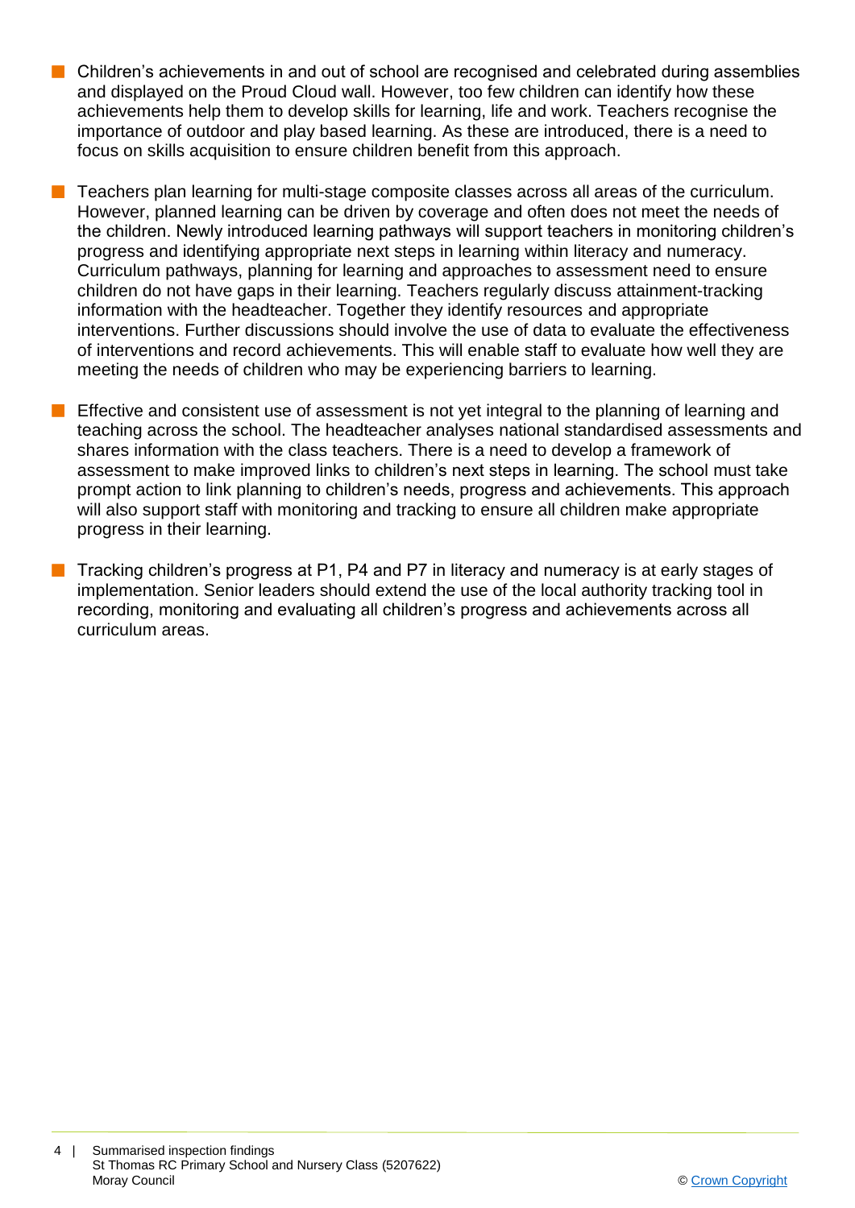- Children's achievements in and out of school are recognised and celebrated during assemblies and displayed on the Proud Cloud wall. However, too few children can identify how these achievements help them to develop skills for learning, life and work. Teachers recognise the importance of outdoor and play based learning. As these are introduced, there is a need to focus on skills acquisition to ensure children benefit from this approach.

- Teachers plan learning for multi-stage composite classes across all areas of the curriculum. However, planned learning can be driven by coverage and often does not meet the needs of the children. Newly introduced learning pathways will support teachers in monitoring children's progress and identifying appropriate next steps in learning within literacy and numeracy. Curriculum pathways, planning for learning and approaches to assessment need to ensure children do not have gaps in their learning. Teachers regularly discuss attainment-tracking information with the headteacher. Together they identify resources and appropriate interventions. Further discussions should involve the use of data to evaluate the effectiveness of interventions and record achievements. This will enable staff to evaluate how well they are meeting the needs of children who may be experiencing barriers to learning.

- Effective and consistent use of assessment is not yet integral to the planning of learning and teaching across the school. The headteacher analyses national standardised assessments and shares information with the class teachers. There is a need to develop a framework of assessment to make improved links to children's next steps in learning. The school must take prompt action to link planning to children's needs, progress and achievements. This approach will also support staff with monitoring and tracking to ensure all children make appropriate progress in their learning.

- Tracking children's progress at P1, P4 and P7 in literacy and numeracy is at early stages of implementation. Senior leaders should extend the use of the local authority tracking tool in recording, monitoring and evaluating all children's progress and achievements across all curriculum areas.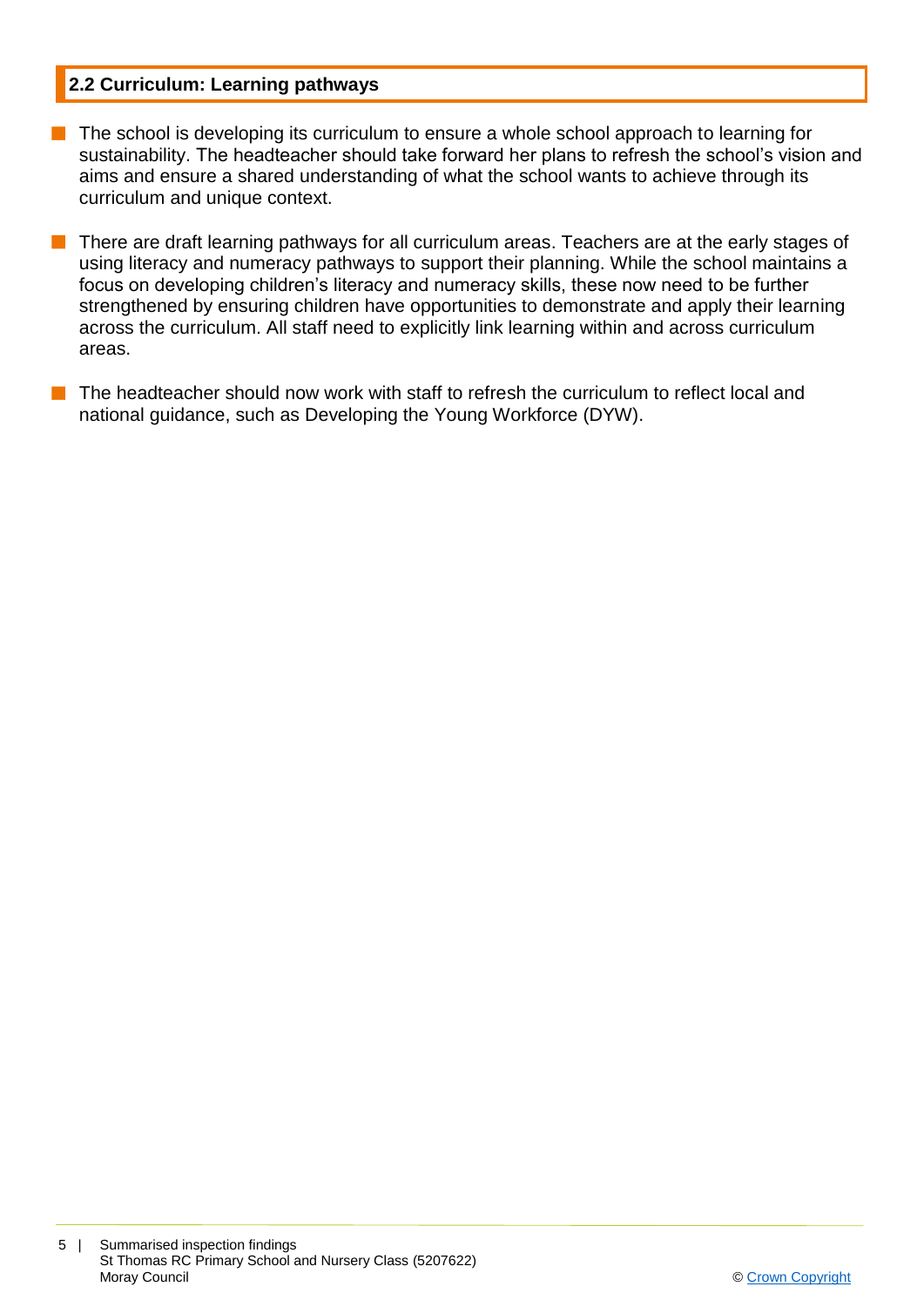## 2.2 Curriculum: Learning pathways

- The school is developing its curriculum to ensure a whole school approach to learning for sustainability. The headteacher should take forward her plans to refresh the school's vision and aims and ensure a shared understanding of what the school wants to achieve through its curriculum and unique context.
- There are draft learning pathways for all curriculum areas. Teachers are at the early stages of using literacy and numeracy pathways to support their planning. While the school maintains a focus on developing children's literacy and numeracy skills, these now need to be further strengthened by ensuring children have opportunities to demonstrate and apply their learning across the curriculum. All staff need to explicitly link learning within and across curriculum areas.
- The headteacher should now work with staff to refresh the curriculum to reflect local and national guidance, such as Developing the Young Workforce (DYW).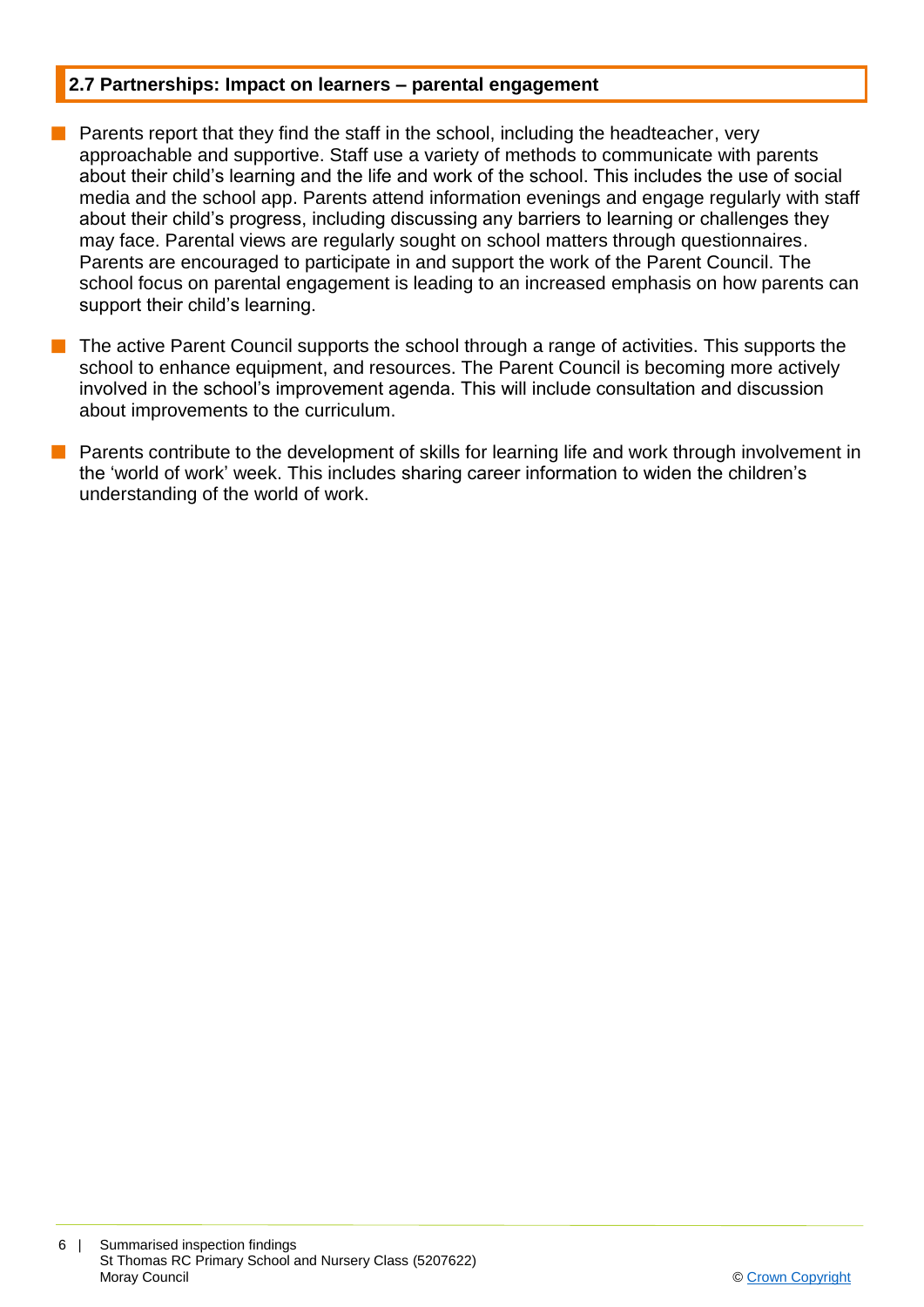## 2.7 Partnerships: Impact on learners – parental engagement

- Parents report that they find the staff in the school, including the headteacher, very approachable and supportive. Staff use a variety of methods to communicate with parents about their child's learning and the life and work of the school. This includes the use of social media and the school app. Parents attend information evenings and engage regularly with staff about their child's progress, including discussing any barriers to learning or challenges they may face. Parental views are regularly sought on school matters through questionnaires. Parents are encouraged to participate in and support the work of the Parent Council. The school focus on parental engagement is leading to an increased emphasis on how parents can support their child's learning.
- The active Parent Council supports the school through a range of activities. This supports the school to enhance equipment, and resources. The Parent Council is becoming more actively involved in the school's improvement agenda. This will include consultation and discussion about improvements to the curriculum.
- Parents contribute to the development of skills for learning life and work through involvement in the 'world of work' week. This includes sharing career information to widen the children's understanding of the world of work.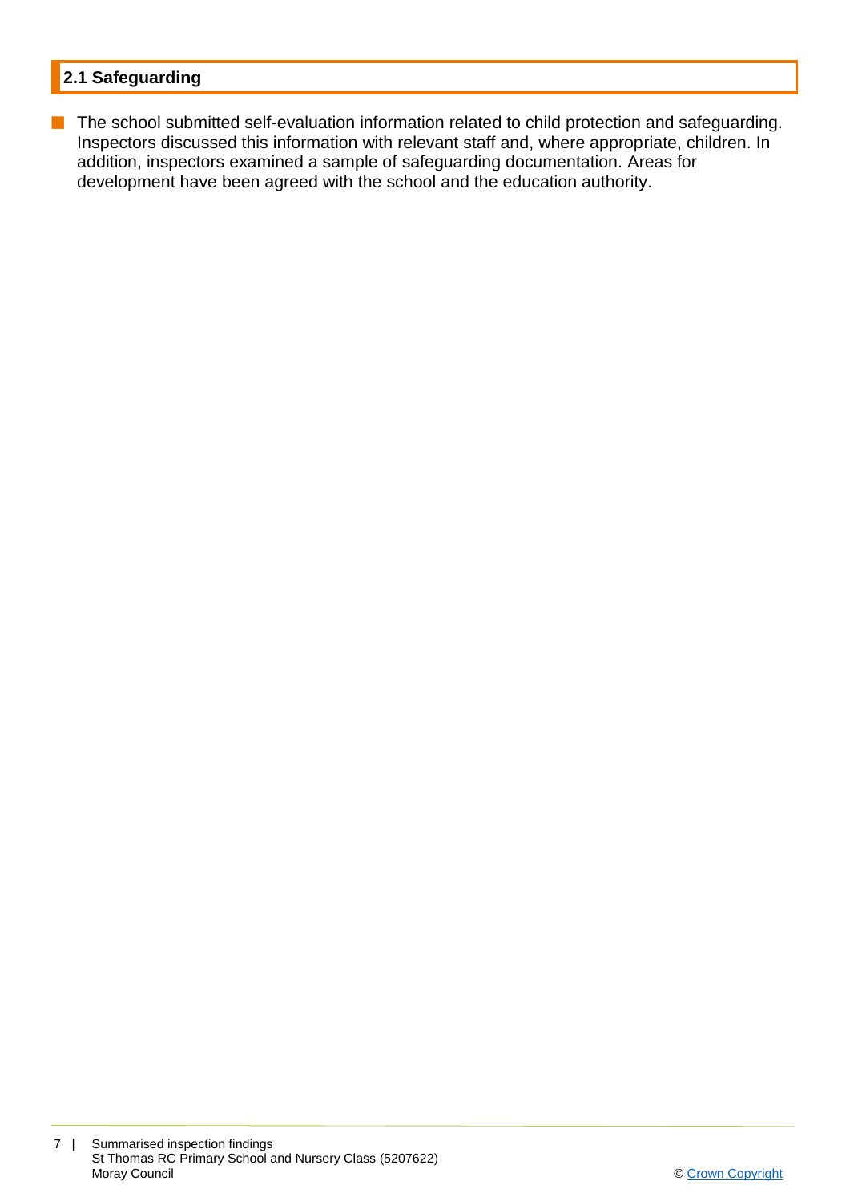## 2.1 Safeguarding

- The school submitted self-evaluation information related to child protection and safeguarding. Inspectors discussed this information with relevant staff and, where appropriate, children. In addition, inspectors examined a sample of safeguarding documentation. Areas for development have been agreed with the school and the education authority.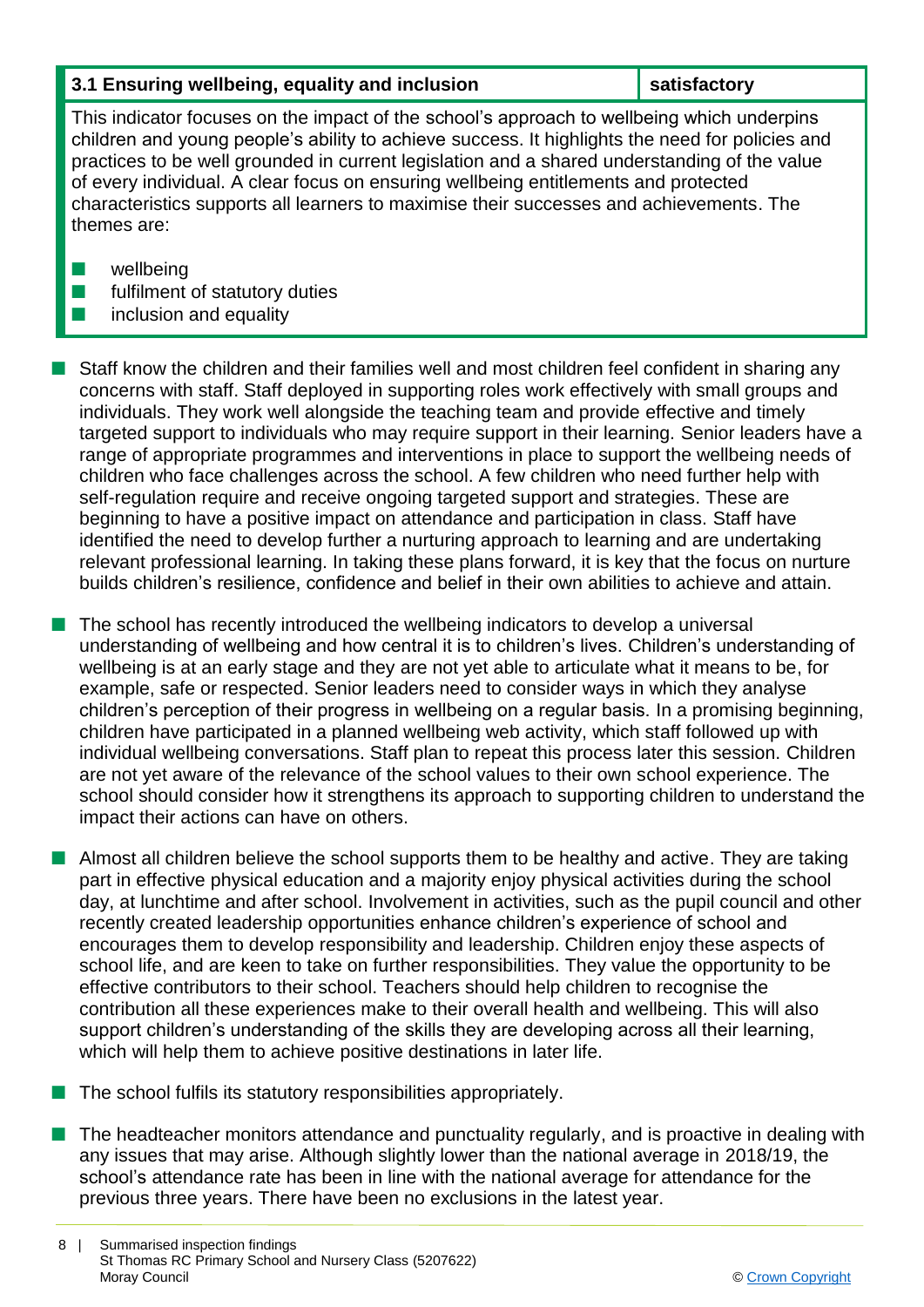| 3.1 Ensuring wellbeing, equality and inclusion | satisfactory |
| --- | --- |

This indicator focuses on the impact of the school's approach to wellbeing which underpins children and young people's ability to achieve success. It highlights the need for policies and practices to be well grounded in current legislation and a shared understanding of the value of every individual. A clear focus on ensuring wellbeing entitlements and protected characteristics supports all learners to maximise their successes and achievements. The themes are:

- wellbeing
- fulfilment of statutory duties
- inclusion and equality

- Staff know the children and their families well and most children feel confident in sharing any concerns with staff. Staff deployed in supporting roles work effectively with small groups and individuals. They work well alongside the teaching team and provide effective and timely targeted support to individuals who may require support in their learning. Senior leaders have a range of appropriate programmes and interventions in place to support the wellbeing needs of children who face challenges across the school. A few children who need further help with self-regulation require and receive ongoing targeted support and strategies. These are beginning to have a positive impact on attendance and participation in class. Staff have identified the need to develop further a nurturing approach to learning and are undertaking relevant professional learning. In taking these plans forward, it is key that the focus on nurture builds children's resilience, confidence and belief in their own abilities to achieve and attain.

- The school has recently introduced the wellbeing indicators to develop a universal understanding of wellbeing and how central it is to children's lives. Children's understanding of wellbeing is at an early stage and they are not yet able to articulate what it means to be, for example, safe or respected. Senior leaders need to consider ways in which they analyse children's perception of their progress in wellbeing on a regular basis. In a promising beginning, children have participated in a planned wellbeing web activity, which staff followed up with individual wellbeing conversations. Staff plan to repeat this process later this session. Children are not yet aware of the relevance of the school values to their own school experience. The school should consider how it strengthens its approach to supporting children to understand the impact their actions can have on others.

- Almost all children believe the school supports them to be healthy and active. They are taking part in effective physical education and a majority enjoy physical activities during the school day, at lunchtime and after school. Involvement in activities, such as the pupil council and other recently created leadership opportunities enhance children's experience of school and encourages them to develop responsibility and leadership. Children enjoy these aspects of school life, and are keen to take on further responsibilities. They value the opportunity to be effective contributors to their school. Teachers should help children to recognise the contribution all these experiences make to their overall health and wellbeing. This will also support children's understanding of the skills they are developing across all their learning, which will help them to achieve positive destinations in later life.

- The school fulfils its statutory responsibilities appropriately.

- The headteacher monitors attendance and punctuality regularly, and is proactive in dealing with any issues that may arise. Although slightly lower than the national average in 2018/19, the school's attendance rate has been in line with the national average for attendance for the previous three years. There have been no exclusions in the latest year.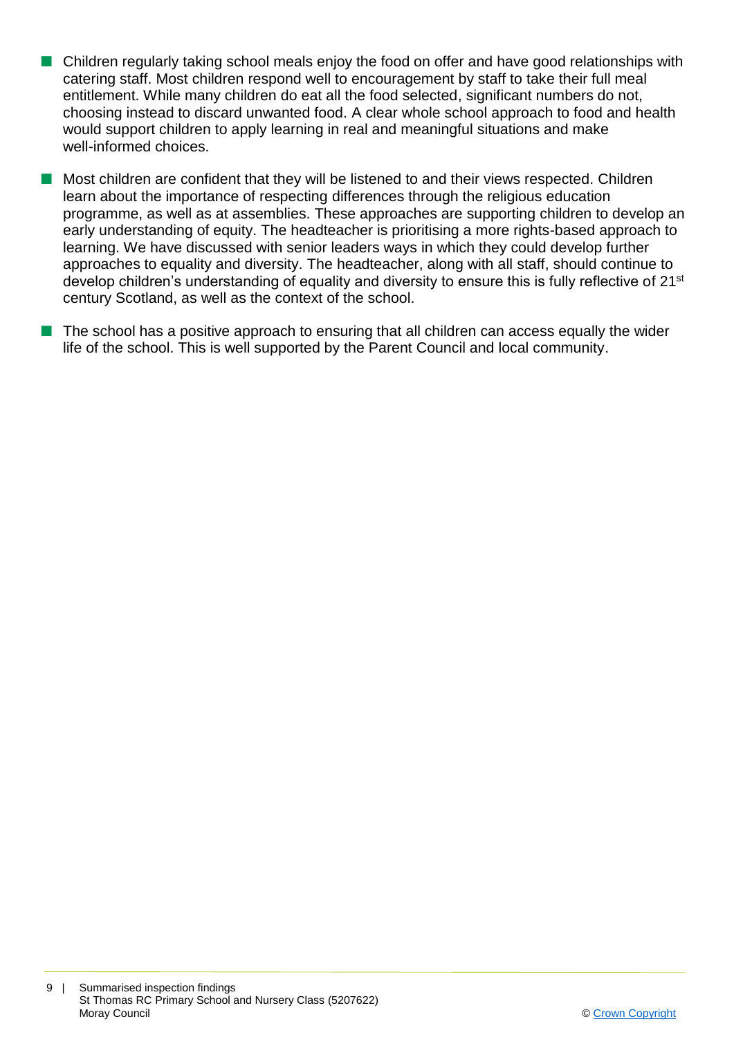- Children regularly taking school meals enjoy the food on offer and have good relationships with catering staff. Most children respond well to encouragement by staff to take their full meal entitlement. While many children do eat all the food selected, significant numbers do not, choosing instead to discard unwanted food. A clear whole school approach to food and health would support children to apply learning in real and meaningful situations and make well-informed choices.

- Most children are confident that they will be listened to and their views respected. Children learn about the importance of respecting differences through the religious education programme, as well as at assemblies. These approaches are supporting children to develop an early understanding of equity. The headteacher is prioritising a more rights-based approach to learning. We have discussed with senior leaders ways in which they could develop further approaches to equality and diversity. The headteacher, along with all staff, should continue to develop children's understanding of equality and diversity to ensure this is fully reflective of 21st century Scotland, as well as the context of the school.

- The school has a positive approach to ensuring that all children can access equally the wider life of the school. This is well supported by the Parent Council and local community.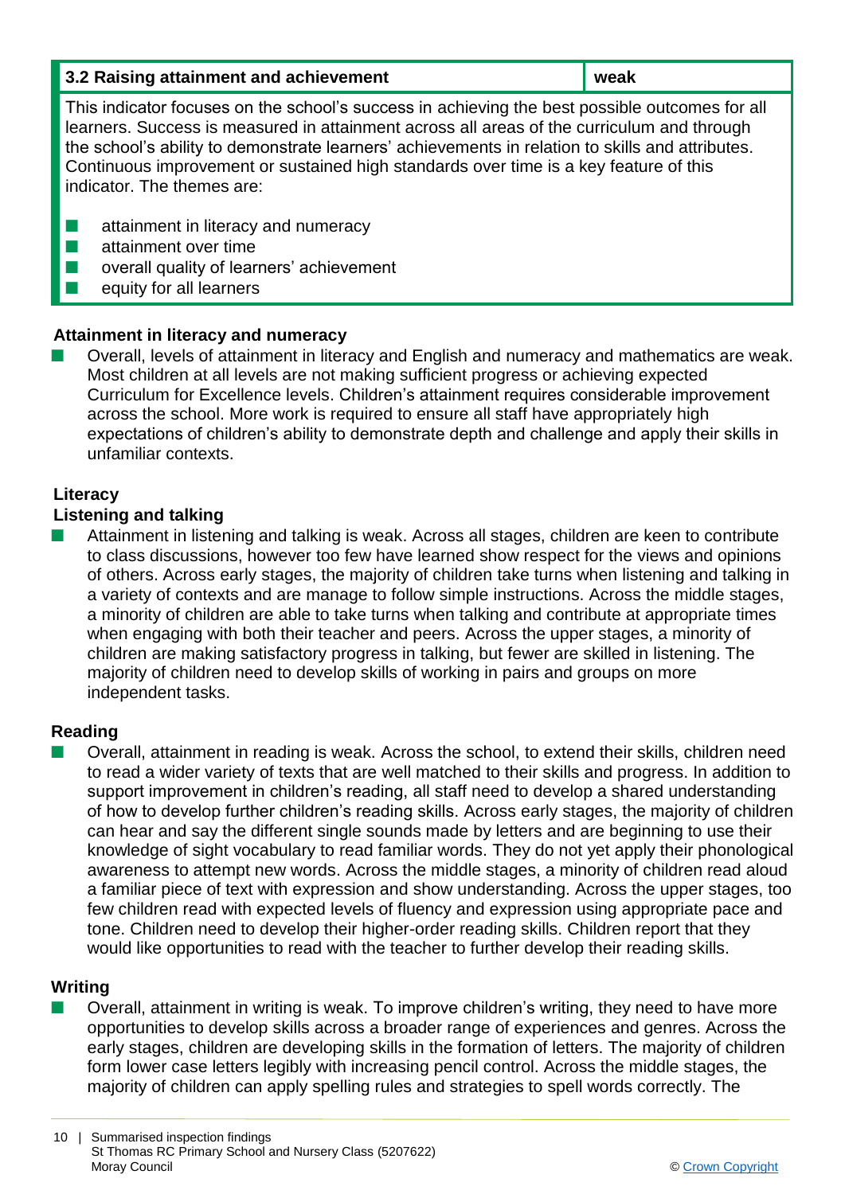| 3.2 Raising attainment and achievement | weak |
| --- | --- |

This indicator focuses on the school's success in achieving the best possible outcomes for all learners. Success is measured in attainment across all areas of the curriculum and through the school's ability to demonstrate learners' achievements in relation to skills and attributes. Continuous improvement or sustained high standards over time is a key feature of this indicator. The themes are:

- attainment in literacy and numeracy
- attainment over time
- overall quality of learners' achievement
- equity for all learners

**Attainment in literacy and numeracy**

- Overall, levels of attainment in literacy and English and numeracy and mathematics are weak. Most children at all levels are not making sufficient progress or achieving expected Curriculum for Excellence levels. Children's attainment requires considerable improvement across the school. More work is required to ensure all staff have appropriately high expectations of children's ability to demonstrate depth and challenge and apply their skills in unfamiliar contexts.

**Literacy**

**Listening and talking**

- Attainment in listening and talking is weak. Across all stages, children are keen to contribute to class discussions, however too few have learned show respect for the views and opinions of others. Across early stages, the majority of children take turns when listening and talking in a variety of contexts and are manage to follow simple instructions. Across the middle stages, a minority of children are able to take turns when talking and contribute at appropriate times when engaging with both their teacher and peers. Across the upper stages, a minority of children are making satisfactory progress in talking, but fewer are skilled in listening. The majority of children need to develop skills of working in pairs and groups on more independent tasks.

**Reading**

- Overall, attainment in reading is weak. Across the school, to extend their skills, children need to read a wider variety of texts that are well matched to their skills and progress. In addition to support improvement in children's reading, all staff need to develop a shared understanding of how to develop further children's reading skills. Across early stages, the majority of children can hear and say the different single sounds made by letters and are beginning to use their knowledge of sight vocabulary to read familiar words. They do not yet apply their phonological awareness to attempt new words. Across the middle stages, a minority of children read aloud a familiar piece of text with expression and show understanding. Across the upper stages, too few children read with expected levels of fluency and expression using appropriate pace and tone. Children need to develop their higher-order reading skills. Children report that they would like opportunities to read with the teacher to further develop their reading skills.

**Writing**

- Overall, attainment in writing is weak. To improve children's writing, they need to have more opportunities to develop skills across a broader range of experiences and genres. Across the early stages, children are developing skills in the formation of letters. The majority of children form lower case letters legibly with increasing pencil control. Across the middle stages, the majority of children can apply spelling rules and strategies to spell words correctly. The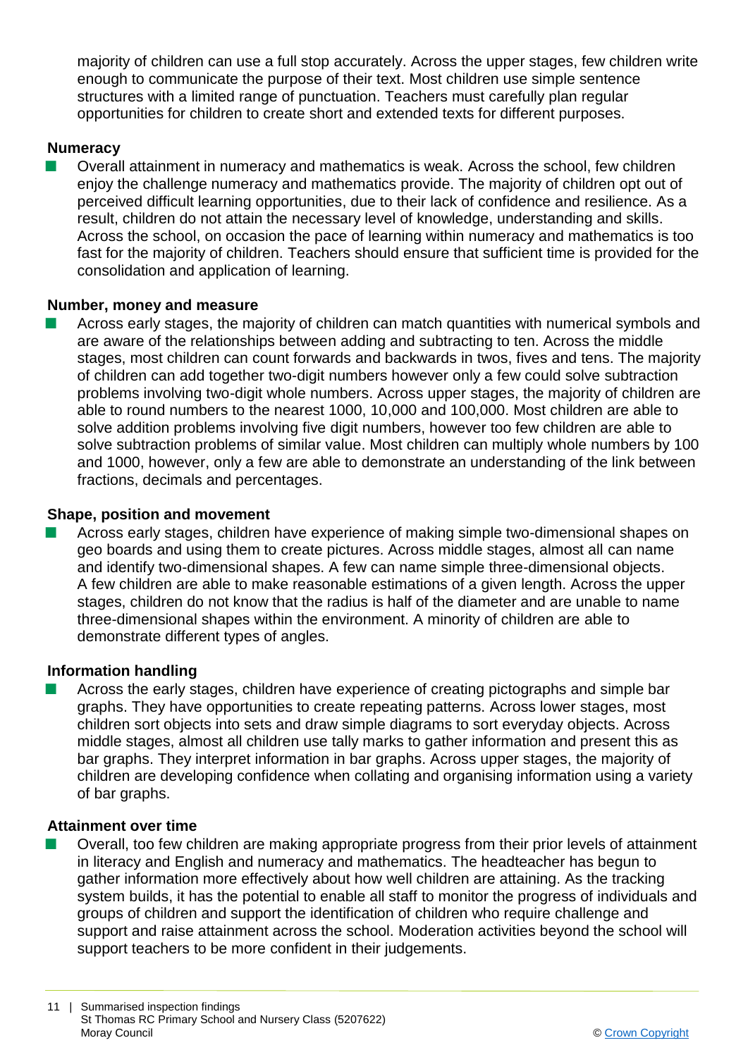majority of children can use a full stop accurately. Across the upper stages, few children write enough to communicate the purpose of their text. Most children use simple sentence structures with a limited range of punctuation. Teachers must carefully plan regular opportunities for children to create short and extended texts for different purposes.

### Numeracy

- Overall attainment in numeracy and mathematics is weak. Across the school, few children enjoy the challenge numeracy and mathematics provide. The majority of children opt out of perceived difficult learning opportunities, due to their lack of confidence and resilience. As a result, children do not attain the necessary level of knowledge, understanding and skills. Across the school, on occasion the pace of learning within numeracy and mathematics is too fast for the majority of children. Teachers should ensure that sufficient time is provided for the consolidation and application of learning.

### Number, money and measure

- Across early stages, the majority of children can match quantities with numerical symbols and are aware of the relationships between adding and subtracting to ten. Across the middle stages, most children can count forwards and backwards in twos, fives and tens. The majority of children can add together two-digit numbers however only a few could solve subtraction problems involving two-digit whole numbers. Across upper stages, the majority of children are able to round numbers to the nearest 1000, 10,000 and 100,000. Most children are able to solve addition problems involving five digit numbers, however too few children are able to solve subtraction problems of similar value. Most children can multiply whole numbers by 100 and 1000, however, only a few are able to demonstrate an understanding of the link between fractions, decimals and percentages.

### Shape, position and movement

- Across early stages, children have experience of making simple two-dimensional shapes on geo boards and using them to create pictures. Across middle stages, almost all can name and identify two-dimensional shapes. A few can name simple three-dimensional objects. A few children are able to make reasonable estimations of a given length. Across the upper stages, children do not know that the radius is half of the diameter and are unable to name three-dimensional shapes within the environment. A minority of children are able to demonstrate different types of angles.

### Information handling

- Across the early stages, children have experience of creating pictographs and simple bar graphs. They have opportunities to create repeating patterns. Across lower stages, most children sort objects into sets and draw simple diagrams to sort everyday objects. Across middle stages, almost all children use tally marks to gather information and present this as bar graphs. They interpret information in bar graphs. Across upper stages, the majority of children are developing confidence when collating and organising information using a variety of bar graphs.

### Attainment over time

- Overall, too few children are making appropriate progress from their prior levels of attainment in literacy and English and numeracy and mathematics. The headteacher has begun to gather information more effectively about how well children are attaining. As the tracking system builds, it has the potential to enable all staff to monitor the progress of individuals and groups of children and support the identification of children who require challenge and support and raise attainment across the school. Moderation activities beyond the school will support teachers to be more confident in their judgements.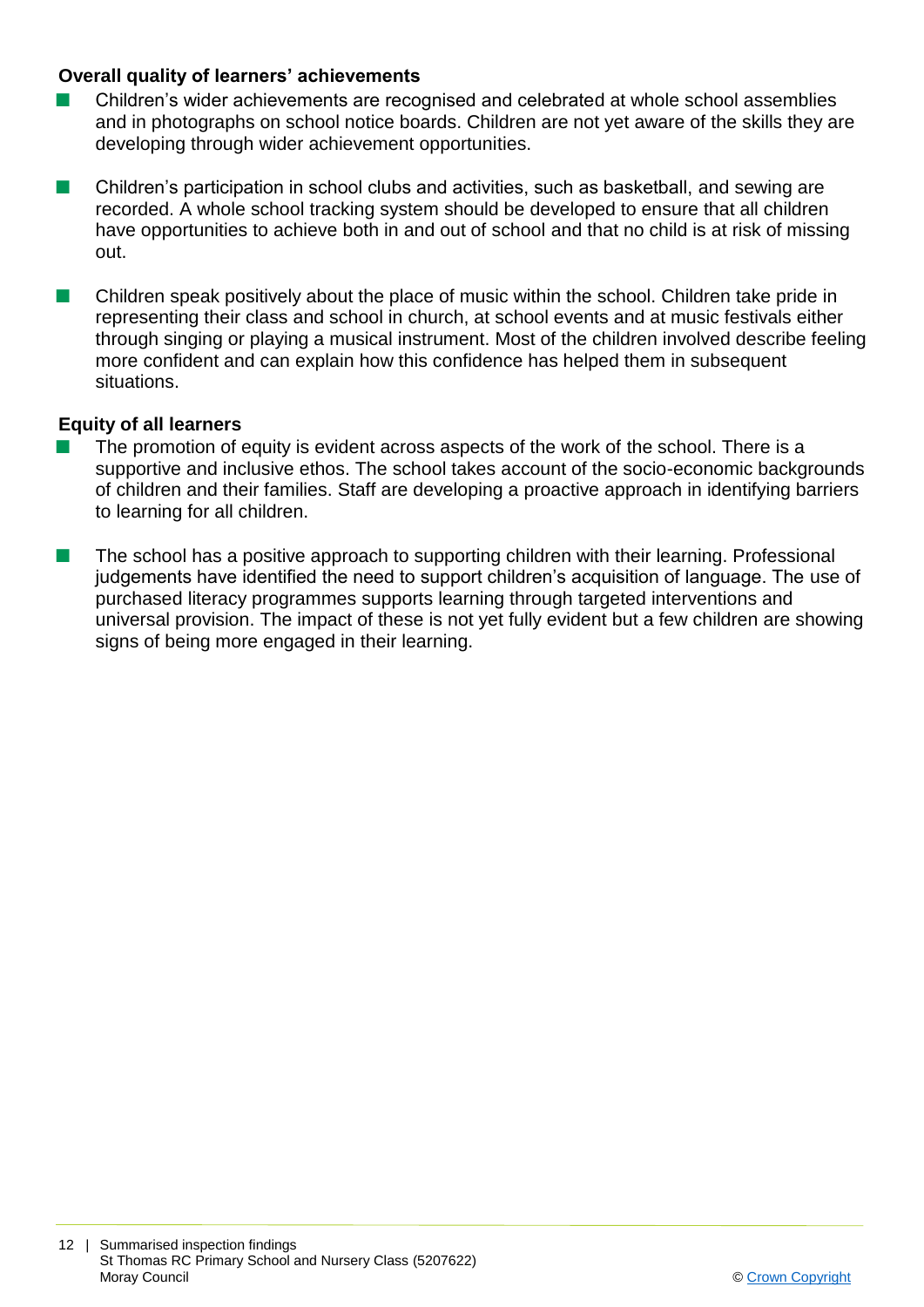### Overall quality of learners' achievements

- Children's wider achievements are recognised and celebrated at whole school assemblies and in photographs on school notice boards. Children are not yet aware of the skills they are developing through wider achievement opportunities.
- Children's participation in school clubs and activities, such as basketball, and sewing are recorded. A whole school tracking system should be developed to ensure that all children have opportunities to achieve both in and out of school and that no child is at risk of missing out.
- Children speak positively about the place of music within the school. Children take pride in representing their class and school in church, at school events and at music festivals either through singing or playing a musical instrument. Most of the children involved describe feeling more confident and can explain how this confidence has helped them in subsequent situations.

### Equity of all learners

- The promotion of equity is evident across aspects of the work of the school. There is a supportive and inclusive ethos. The school takes account of the socio-economic backgrounds of children and their families. Staff are developing a proactive approach in identifying barriers to learning for all children.
- The school has a positive approach to supporting children with their learning. Professional judgements have identified the need to support children's acquisition of language. The use of purchased literacy programmes supports learning through targeted interventions and universal provision. The impact of these is not yet fully evident but a few children are showing signs of being more engaged in their learning.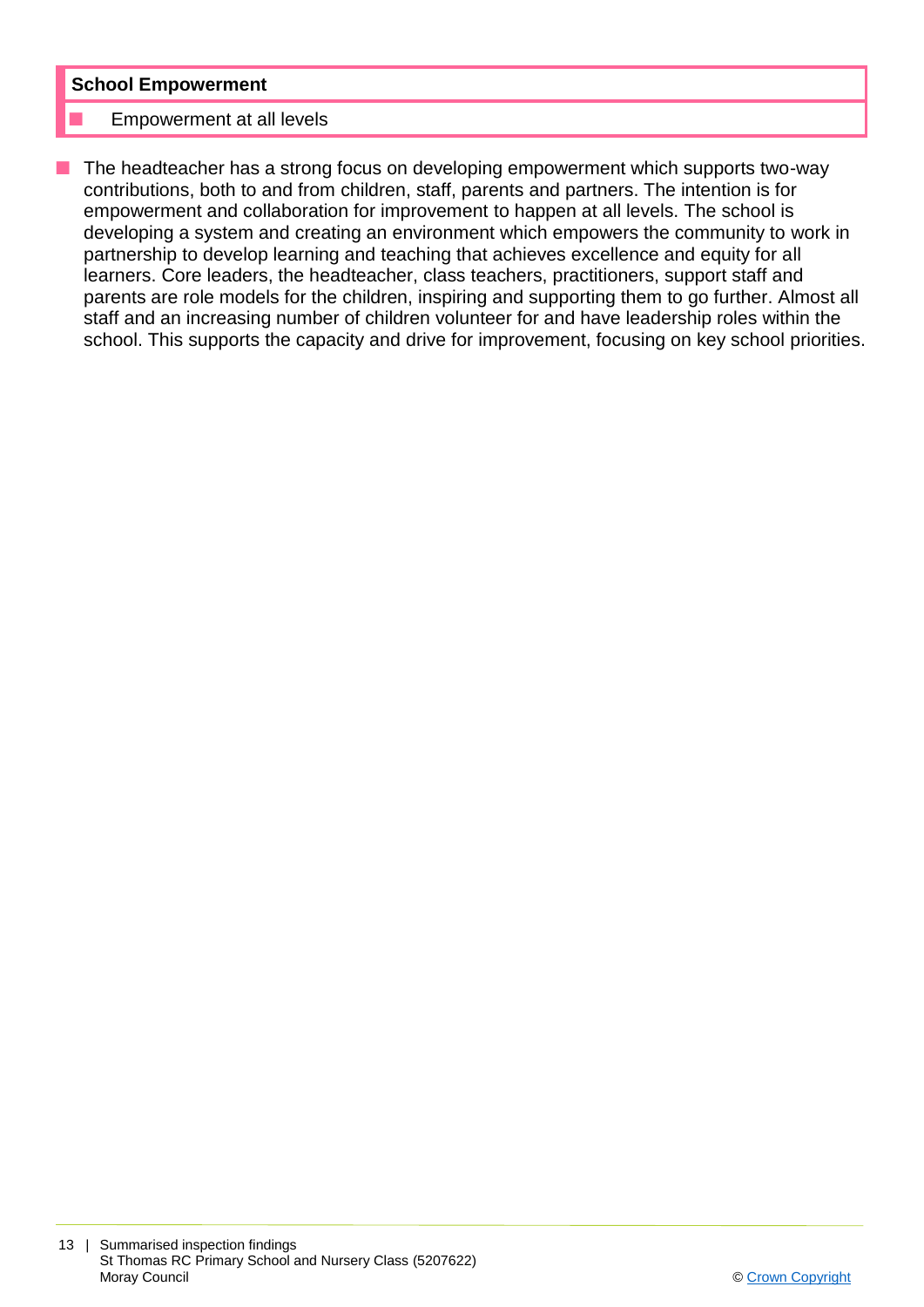**School Empowerment**

- Empowerment at all levels

- The headteacher has a strong focus on developing empowerment which supports two-way contributions, both to and from children, staff, parents and partners. The intention is for empowerment and collaboration for improvement to happen at all levels. The school is developing a system and creating an environment which empowers the community to work in partnership to develop learning and teaching that achieves excellence and equity for all learners. Core leaders, the headteacher, class teachers, practitioners, support staff and parents are role models for the children, inspiring and supporting them to go further. Almost all staff and an increasing number of children volunteer for and have leadership roles within the school. This supports the capacity and drive for improvement, focusing on key school priorities.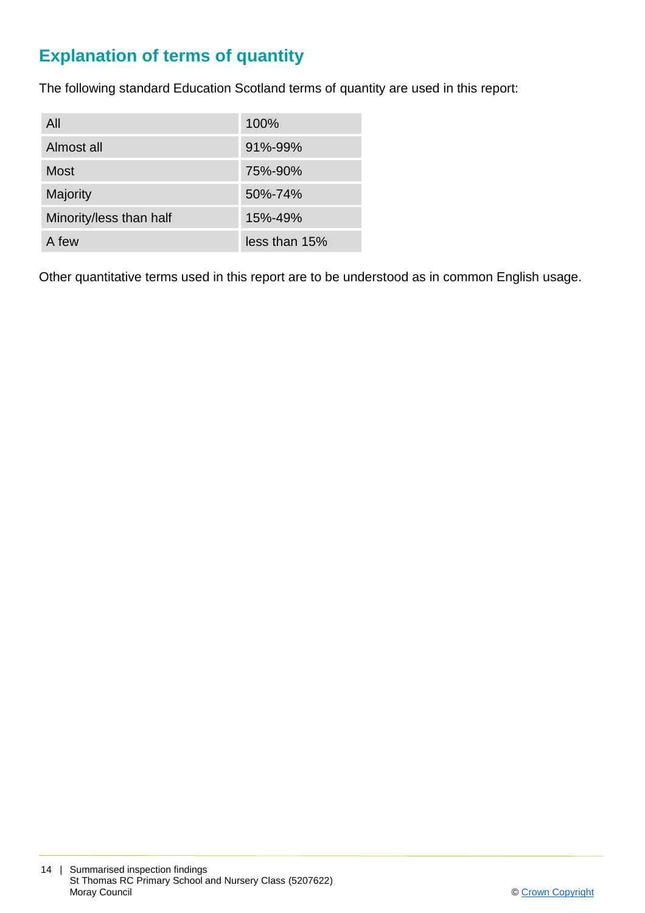## Explanation of terms of quantity

The following standard Education Scotland terms of quantity are used in this report:

| | |
|---|---|
| All | 100% |
| Almost all | 91%-99% |
| Most | 75%-90% |
| Majority | 50%-74% |
| Minority/less than half | 15%-49% |
| A few | less than 15% |

Other quantitative terms used in this report are to be understood as in common English usage.